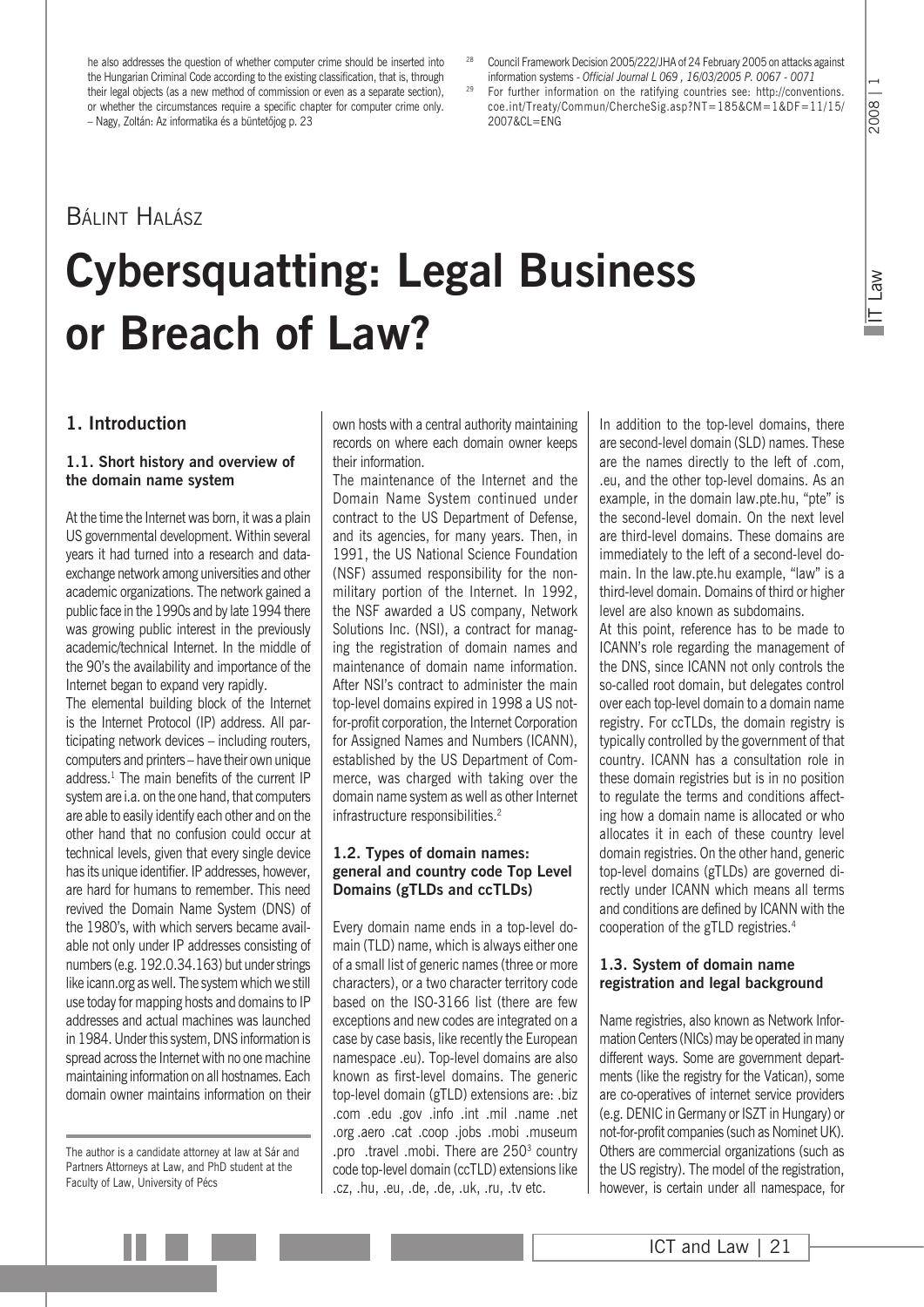he also addresses the question of whether computer crime should be inserted into the Hungarian Criminal Code according to the existing classification, that is, through their legal objects (as a new method of commission or even as a separate section), or whether the circumstances require a specific chapter for computer crime only. – Nagy, Zoltán: Az informatika és a büntetőjog p. 23

[28] Council Framework Decision 2005/222/JHA of 24 February 2005 on attacks against information systems - *Official Journal L 069 , 16/03/2005 P. 0067 - 0071*

[29] For further information on the ratifying countries see: http://conventions.coe.int/Treaty/Commun/ChercheSig.asp?NT=185&CM=1&DF=11/15/2007&CL=ENG

Bálint Halász

# Cybersquatting: Legal Business or Breach of Law?

## 1. Introduction

### 1.1. Short history and overview of the domain name system

At the time the Internet was born, it was a plain US governmental development. Within several years it had turned into a research and data-exchange network among universities and other academic organizations. The network gained a public face in the 1990s and by late 1994 there was growing public interest in the previously academic/technical Internet. In the middle of the 90's the availability and importance of the Internet began to expand very rapidly.

The elemental building block of the Internet is the Internet Protocol (IP) address. All participating network devices – including routers, computers and printers – have their own unique address.[1] The main benefits of the current IP system are i.a. on the one hand, that computers are able to easily identify each other and on the other hand that no confusion could occur at technical levels, given that every single device has its unique identifier. IP addresses, however, are hard for humans to remember. This need revived the Domain Name System (DNS) of the 1980's, with which servers became available not only under IP addresses consisting of numbers (e.g. 192.0.34.163) but under strings like icann.org as well. The system which we still use today for mapping hosts and domains to IP addresses and actual machines was launched in 1984. Under this system, DNS information is spread across the Internet with no one machine maintaining information on all hostnames. Each domain owner maintains information on their own hosts with a central authority maintaining records on where each domain owner keeps their information.

The maintenance of the Internet and the Domain Name System continued under contract to the US Department of Defense, and its agencies, for many years. Then, in 1991, the US National Science Foundation (NSF) assumed responsibility for the non-military portion of the Internet. In 1992, the NSF awarded a US company, Network Solutions Inc. (NSI), a contract for managing the registration of domain names and maintenance of domain name information. After NSI's contract to administer the main top-level domains expired in 1998 a US not-for-profit corporation, the Internet Corporation for Assigned Names and Numbers (ICANN), established by the US Department of Commerce, was charged with taking over the domain name system as well as other Internet infrastructure responsibilities.[2]

### 1.2. Types of domain names: general and country code Top Level Domains (gTLDs and ccTLDs)

Every domain name ends in a top-level domain (TLD) name, which is always either one of a small list of generic names (three or more characters), or a two character territory code based on the ISO-3166 list (there are few exceptions and new codes are integrated on a case by case basis, like recently the European namespace .eu). Top-level domains are also known as first-level domains. The generic top-level domain (gTLD) extensions are: .biz .com .edu .gov .info .int .mil .name .net .org .aero .cat .coop .jobs .mobi .museum .pro .travel .mobi. There are 250[3] country code top-level domain (ccTLD) extensions like .cz, .hu, .eu, .de, .de, .uk, .ru, .tv etc.

In addition to the top-level domains, there are second-level domain (SLD) names. These are the names directly to the left of .com, .eu, and the other top-level domains. As an example, in the domain law.pte.hu, "pte" is the second-level domain. On the next level are third-level domains. These domains are immediately to the left of a second-level domain. In the law.pte.hu example, "law" is a third-level domain. Domains of third or higher level are also known as subdomains.

At this point, reference has to be made to ICANN's role regarding the management of the DNS, since ICANN not only controls the so-called root domain, but delegates control over each top-level domain to a domain name registry. For ccTLDs, the domain registry is typically controlled by the government of that country. ICANN has a consultation role in these domain registries but is in no position to regulate the terms and conditions affecting how a domain name is allocated or who allocates it in each of these country level domain registries. On the other hand, generic top-level domains (gTLDs) are governed directly under ICANN which means all terms and conditions are defined by ICANN with the cooperation of the gTLD registries.[4]

### 1.3. System of domain name registration and legal background

Name registries, also known as Network Information Centers (NICs) may be operated in many different ways. Some are government departments (like the registry for the Vatican), some are co-operatives of internet service providers (e.g. DENIC in Germany or ISZT in Hungary) or not-for-profit companies (such as Nominet UK). Others are commercial organizations (such as the US registry). The model of the registration, however, is certain under all namespace, for

The author is a candidate attorney at law at Sár and Partners Attorneys at Law, and PhD student at the Faculty of Law, University of Pécs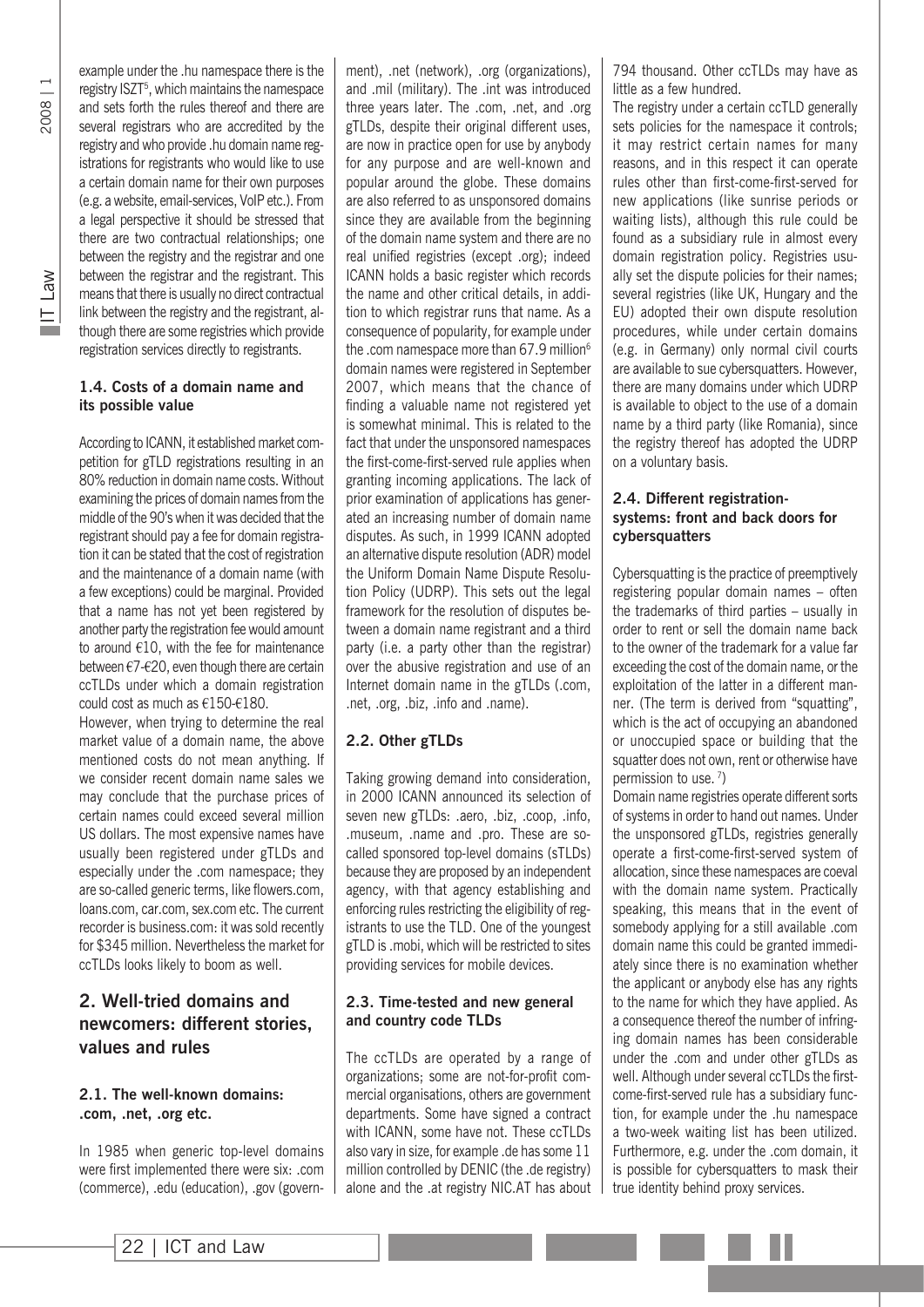example under the .hu namespace there is the registry ISZT[5], which maintains the namespace and sets forth the rules thereof and there are several registrars who are accredited by the registry and who provide .hu domain name registrations for registrants who would like to use a certain domain name for their own purposes (e.g. a website, email-services, VoIP etc.). From a legal perspective it should be stressed that there are two contractual relationships; one between the registry and the registrar and one between the registrar and the registrant. This means that there is usually no direct contractual link between the registry and the registrant, although there are some registries which provide registration services directly to registrants.

### 1.4. Costs of a domain name and its possible value

According to ICANN, it established market competition for gTLD registrations resulting in an 80% reduction in domain name costs. Without examining the prices of domain names from the middle of the 90's when it was decided that the registrant should pay a fee for domain registration it can be stated that the cost of registration and the maintenance of a domain name (with a few exceptions) could be marginal. Provided that a name has not yet been registered by another party the registration fee would amount to around €10, with the fee for maintenance between €7-€20, even though there are certain ccTLDs under which a domain registration could cost as much as €150-€180.

However, when trying to determine the real market value of a domain name, the above mentioned costs do not mean anything. If we consider recent domain name sales we may conclude that the purchase prices of certain names could exceed several million US dollars. The most expensive names have usually been registered under gTLDs and especially under the .com namespace; they are so-called generic terms, like flowers.com, loans.com, car.com, sex.com etc. The current recorder is business.com: it was sold recently for $345 million. Nevertheless the market for ccTLDs looks likely to boom as well.

## 2. Well-tried domains and newcomers: different stories, values and rules

### 2.1. The well-known domains: .com, .net, .org etc.

In 1985 when generic top-level domains were first implemented there were six: .com (commerce), .edu (education), .gov (government), .net (network), .org (organizations), and .mil (military). The .int was introduced three years later. The .com, .net, and .org gTLDs, despite their original different uses, are now in practice open for use by anybody for any purpose and are well-known and popular around the globe. These domains are also referred to as unsponsored domains since they are available from the beginning of the domain name system and there are no real unified registries (except .org); indeed ICANN holds a basic register which records the name and other critical details, in addition to which registrar runs that name. As a consequence of popularity, for example under the .com namespace more than 67.9 million[6] domain names were registered in September 2007, which means that the chance of finding a valuable name not registered yet is somewhat minimal. This is related to the fact that under the unsponsored namespaces the first-come-first-served rule applies when granting incoming applications. The lack of prior examination of applications has generated an increasing number of domain name disputes. As such, in 1999 ICANN adopted an alternative dispute resolution (ADR) model the Uniform Domain Name Dispute Resolution Policy (UDRP). This sets out the legal framework for the resolution of disputes between a domain name registrant and a third party (i.e. a party other than the registrar) over the abusive registration and use of an Internet domain name in the gTLDs (.com, .net, .org, .biz, .info and .name).

### 2.2. Other gTLDs

Taking growing demand into consideration, in 2000 ICANN announced its selection of seven new gTLDs: .aero, .biz, .coop, .info, .museum, .name and .pro. These are so-called sponsored top-level domains (sTLDs) because they are proposed by an independent agency, with that agency establishing and enforcing rules restricting the eligibility of registrants to use the TLD. One of the youngest gTLD is .mobi, which will be restricted to sites providing services for mobile devices.

### 2.3. Time-tested and new general and country code TLDs

The ccTLDs are operated by a range of organizations; some are not-for-profit commercial organisations, others are government departments. Some have signed a contract with ICANN, some have not. These ccTLDs also vary in size, for example .de has some 11 million controlled by DENIC (the .de registry) alone and the .at registry NIC.AT has about 794 thousand. Other ccTLDs may have as little as a few hundred.

The registry under a certain ccTLD generally sets policies for the namespace it controls; it may restrict certain names for many reasons, and in this respect it can operate rules other than first-come-first-served for new applications (like sunrise periods or waiting lists), although this rule could be found as a subsidiary rule in almost every domain registration policy. Registries usually set the dispute policies for their names; several registries (like UK, Hungary and the EU) adopted their own dispute resolution procedures, while under certain domains (e.g. in Germany) only normal civil courts are available to sue cybersquatters. However, there are many domains under which UDRP is available to object to the use of a domain name by a third party (like Romania), since the registry thereof has adopted the UDRP on a voluntary basis.

### 2.4. Different registration-systems: front and back doors for cybersquatters

Cybersquatting is the practice of preemptively registering popular domain names – often the trademarks of third parties – usually in order to rent or sell the domain name back to the owner of the trademark for a value far exceeding the cost of the domain name, or the exploitation of the latter in a different manner. (The term is derived from "squatting", which is the act of occupying an abandoned or unoccupied space or building that the squatter does not own, rent or otherwise have permission to use. [7])

Domain name registries operate different sorts of systems in order to hand out names. Under the unsponsored gTLDs, registries generally operate a first-come-first-served system of allocation, since these namespaces are coeval with the domain name system. Practically speaking, this means that in the event of somebody applying for a still available .com domain name this could be granted immediately since there is no examination whether the applicant or anybody else has any rights to the name for which they have applied. As a consequence thereof the number of infringing domain names has been considerable under the .com and under other gTLDs as well. Although under several ccTLDs the first-come-first-served rule has a subsidiary function, for example under the .hu namespace a two-week waiting list has been utilized. Furthermore, e.g. under the .com domain, it is possible for cybersquatters to mask their true identity behind proxy services.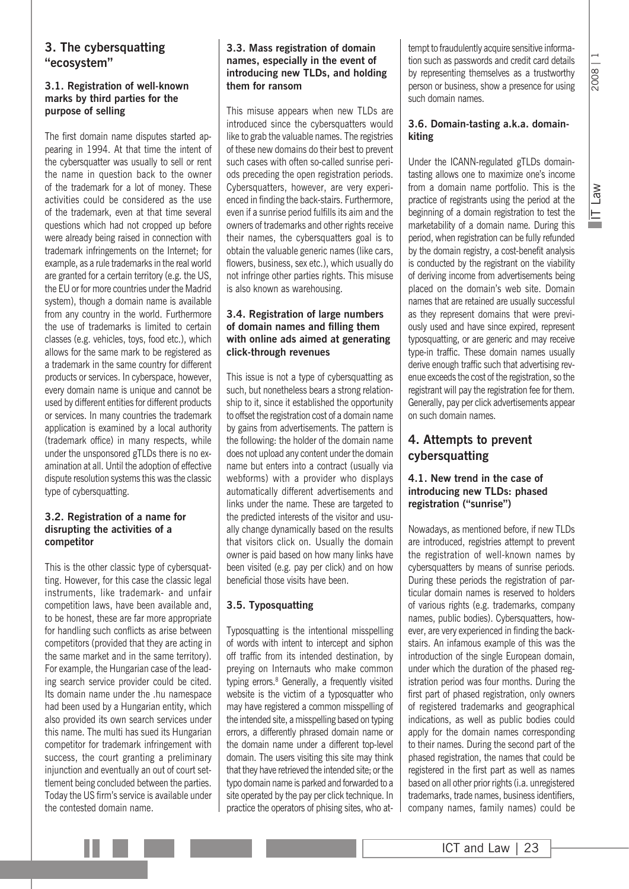## 3. The cybersquatting "ecosystem"

### 3.1. Registration of well-known marks by third parties for the purpose of selling

The first domain name disputes started appearing in 1994. At that time the intent of the cybersquatter was usually to sell or rent the name in question back to the owner of the trademark for a lot of money. These activities could be considered as the use of the trademark, even at that time several questions which had not cropped up before were already being raised in connection with trademark infringements on the Internet; for example, as a rule trademarks in the real world are granted for a certain territory (e.g. the US, the EU or for more countries under the Madrid system), though a domain name is available from any country in the world. Furthermore the use of trademarks is limited to certain classes (e.g. vehicles, toys, food etc.), which allows for the same mark to be registered as a trademark in the same country for different products or services. In cyberspace, however, every domain name is unique and cannot be used by different entities for different products or services. In many countries the trademark application is examined by a local authority (trademark office) in many respects, while under the unsponsored gTLDs there is no examination at all. Until the adoption of effective dispute resolution systems this was the classic type of cybersquatting.

### 3.2. Registration of a name for disrupting the activities of a competitor

This is the other classic type of cybersquatting. However, for this case the classic legal instruments, like trademark- and unfair competition laws, have been available and, to be honest, these are far more appropriate for handling such conflicts as arise between competitors (provided that they are acting in the same market and in the same territory). For example, the Hungarian case of the leading search service provider could be cited. Its domain name under the .hu namespace had been used by a Hungarian entity, which also provided its own search services under this name. The multi has sued its Hungarian competitor for trademark infringement with success, the court granting a preliminary injunction and eventually an out of court settlement being concluded between the parties. Today the US firm's service is available under the contested domain name.

### 3.3. Mass registration of domain names, especially in the event of introducing new TLDs, and holding them for ransom

This misuse appears when new TLDs are introduced since the cybersquatters would like to grab the valuable names. The registries of these new domains do their best to prevent such cases with often so-called sunrise periods preceding the open registration periods. Cybersquatters, however, are very experienced in finding the back-stairs. Furthermore, even if a sunrise period fulfills its aim and the owners of trademarks and other rights receive their names, the cybersquatters goal is to obtain the valuable generic names (like cars, flowers, business, sex etc.), which usually do not infringe other parties rights. This misuse is also known as warehousing.

### 3.4. Registration of large numbers of domain names and filling them with online ads aimed at generating click-through revenues

This issue is not a type of cybersquatting as such, but nonetheless bears a strong relationship to it, since it established the opportunity to offset the registration cost of a domain name by gains from advertisements. The pattern is the following: the holder of the domain name does not upload any content under the domain name but enters into a contract (usually via webforms) with a provider who displays automatically different advertisements and links under the name. These are targeted to the predicted interests of the visitor and usually change dynamically based on the results that visitors click on. Usually the domain owner is paid based on how many links have been visited (e.g. pay per click) and on how beneficial those visits have been.

### 3.5. Typosquatting

Typosquatting is the intentional misspelling of words with intent to intercept and siphon off traffic from its intended destination, by preying on Internauts who make common typing errors.[8] Generally, a frequently visited website is the victim of a typosquatter who may have registered a common misspelling of the intended site, a misspelling based on typing errors, a differently phrased domain name or the domain name under a different top-level domain. The users visiting this site may think that they have retrieved the intended site; or the typo domain name is parked and forwarded to a site operated by the pay per click technique. In practice the operators of phising sites, who attempt to fraudulently acquire sensitive information such as passwords and credit card details by representing themselves as a trustworthy person or business, show a presence for using such domain names.

### 3.6. Domain-tasting a.k.a. domain-kiting

Under the ICANN-regulated gTLDs domain-tasting allows one to maximize one's income from a domain name portfolio. This is the practice of registrants using the period at the beginning of a domain registration to test the marketability of a domain name. During this period, when registration can be fully refunded by the domain registry, a cost-benefit analysis is conducted by the registrant on the viability of deriving income from advertisements being placed on the domain's web site. Domain names that are retained are usually successful as they represent domains that were previously used and have since expired, represent typosquatting, or are generic and may receive type-in traffic. These domain names usually derive enough traffic such that advertising revenue exceeds the cost of the registration, so the registrant will pay the registration fee for them. Generally, pay per click advertisements appear on such domain names.

## 4. Attempts to prevent cybersquatting

### 4.1. New trend in the case of introducing new TLDs: phased registration ("sunrise")

Nowadays, as mentioned before, if new TLDs are introduced, registries attempt to prevent the registration of well-known names by cybersquatters by means of sunrise periods. During these periods the registration of particular domain names is reserved to holders of various rights (e.g. trademarks, company names, public bodies). Cybersquatters, however, are very experienced in finding the back-stairs. An infamous example of this was the introduction of the single European domain, under which the duration of the phased registration period was four months. During the first part of phased registration, only owners of registered trademarks and geographical indications, as well as public bodies could apply for the domain names corresponding to their names. During the second part of the phased registration, the names that could be registered in the first part as well as names based on all other prior rights (i.a. unregistered trademarks, trade names, business identifiers, company names, family names) could be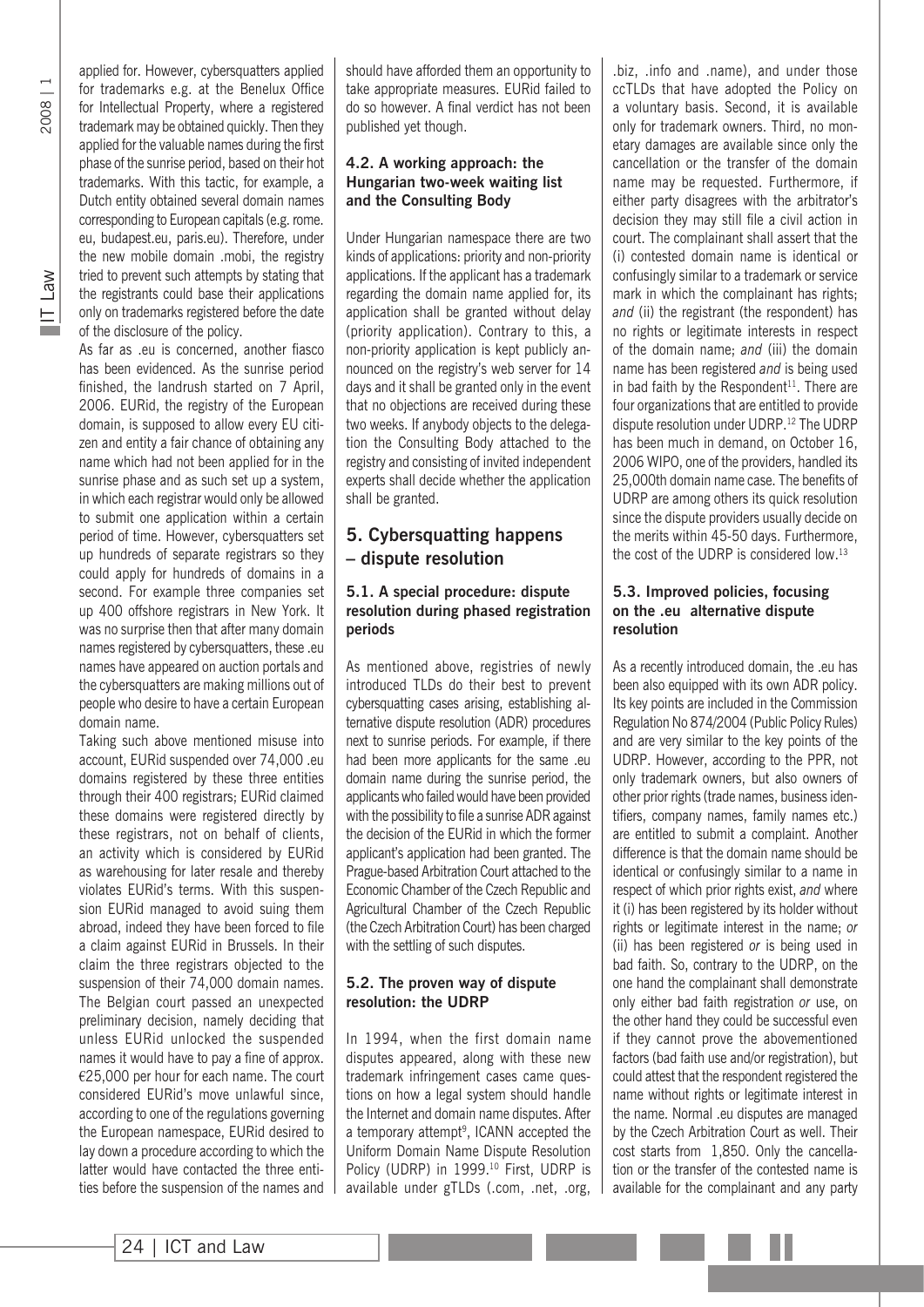applied for. However, cybersquatters applied for trademarks e.g. at the Benelux Office for Intellectual Property, where a registered trademark may be obtained quickly. Then they applied for the valuable names during the first phase of the sunrise period, based on their hot trademarks. With this tactic, for example, a Dutch entity obtained several domain names corresponding to European capitals (e.g. rome.eu, budapest.eu, paris.eu). Therefore, under the new mobile domain .mobi, the registry tried to prevent such attempts by stating that the registrants could base their applications only on trademarks registered before the date of the disclosure of the policy.

As far as .eu is concerned, another fiasco has been evidenced. As the sunrise period finished, the landrush started on 7 April, 2006. EURid, the registry of the European domain, is supposed to allow every EU citizen and entity a fair chance of obtaining any name which had not been applied for in the sunrise phase and as such set up a system, in which each registrar would only be allowed to submit one application within a certain period of time. However, cybersquatters set up hundreds of separate registrars so they could apply for hundreds of domains in a second. For example three companies set up 400 offshore registrars in New York. It was no surprise then that after many domain names registered by cybersquatters, these .eu names have appeared on auction portals and the cybersquatters are making millions out of people who desire to have a certain European domain name.

Taking such above mentioned misuse into account, EURid suspended over 74,000 .eu domains registered by these three entities through their 400 registrars; EURid claimed these domains were registered directly by these registrars, not on behalf of clients, an activity which is considered by EURid as warehousing for later resale and thereby violates EURid's terms. With this suspension EURid managed to avoid suing them abroad, indeed they have been forced to file a claim against EURid in Brussels. In their claim the three registrars objected to the suspension of their 74,000 domain names. The Belgian court passed an unexpected preliminary decision, namely deciding that unless EURid unlocked the suspended names it would have to pay a fine of approx. €25,000 per hour for each name. The court considered EURid's move unlawful since, according to one of the regulations governing the European namespace, EURid desired to lay down a procedure according to which the latter would have contacted the three entities before the suspension of the names and should have afforded them an opportunity to take appropriate measures. EURid failed to do so however. A final verdict has not been published yet though.

### 4.2. A working approach: the Hungarian two-week waiting list and the Consulting Body

Under Hungarian namespace there are two kinds of applications: priority and non-priority applications. If the applicant has a trademark regarding the domain name applied for, its application shall be granted without delay (priority application). Contrary to this, a non-priority application is kept publicly announced on the registry's web server for 14 days and it shall be granted only in the event that no objections are received during these two weeks. If anybody objects to the delegation the Consulting Body attached to the registry and consisting of invited independent experts shall decide whether the application shall be granted.

## 5. Cybersquatting happens – dispute resolution

### 5.1. A special procedure: dispute resolution during phased registration periods

As mentioned above, registries of newly introduced TLDs do their best to prevent cybersquatting cases arising, establishing alternative dispute resolution (ADR) procedures next to sunrise periods. For example, if there had been more applicants for the same .eu domain name during the sunrise period, the applicants who failed would have been provided with the possibility to file a sunrise ADR against the decision of the EURid in which the former applicant's application had been granted. The Prague-based Arbitration Court attached to the Economic Chamber of the Czech Republic and Agricultural Chamber of the Czech Republic (the Czech Arbitration Court) has been charged with the settling of such disputes.

### 5.2. The proven way of dispute resolution: the UDRP

In 1994, when the first domain name disputes appeared, along with these new trademark infringement cases came questions on how a legal system should handle the Internet and domain name disputes. After a temporary attempt[9], ICANN accepted the Uniform Domain Name Dispute Resolution Policy (UDRP) in 1999.[10] First, UDRP is available under gTLDs (.com, .net, .org, .biz, .info and .name), and under those ccTLDs that have adopted the Policy on a voluntary basis. Second, it is available only for trademark owners. Third, no monetary damages are available since only the cancellation or the transfer of the domain name may be requested. Furthermore, if either party disagrees with the arbitrator's decision they may still file a civil action in court. The complainant shall assert that the (i) contested domain name is identical or confusingly similar to a trademark or service mark in which the complainant has rights; *and* (ii) the registrant (the respondent) has no rights or legitimate interests in respect of the domain name; *and* (iii) the domain name has been registered *and* is being used in bad faith by the Respondent[11]. There are four organizations that are entitled to provide dispute resolution under UDRP.[12] The UDRP has been much in demand, on October 16, 2006 WIPO, one of the providers, handled its 25,000th domain name case. The benefits of UDRP are among others its quick resolution since the dispute providers usually decide on the merits within 45-50 days. Furthermore, the cost of the UDRP is considered low.[13]

### 5.3. Improved policies, focusing on the .eu alternative dispute resolution

As a recently introduced domain, the .eu has been also equipped with its own ADR policy. Its key points are included in the Commission Regulation No 874/2004 (Public Policy Rules) and are very similar to the key points of the UDRP. However, according to the PPR, not only trademark owners, but also owners of other prior rights (trade names, business identifiers, company names, family names etc.) are entitled to submit a complaint. Another difference is that the domain name should be identical or confusingly similar to a name in respect of which prior rights exist, *and* where it (i) has been registered by its holder without rights or legitimate interest in the name; *or* (ii) has been registered *or* is being used in bad faith. So, contrary to the UDRP, on the one hand the complainant shall demonstrate only either bad faith registration *or* use, on the other hand they could be successful even if they cannot prove the abovementioned factors (bad faith use and/or registration), but could attest that the respondent registered the name without rights or legitimate interest in the name. Normal .eu disputes are managed by the Czech Arbitration Court as well. Their cost starts from 1,850. Only the cancellation or the transfer of the contested name is available for the complainant and any party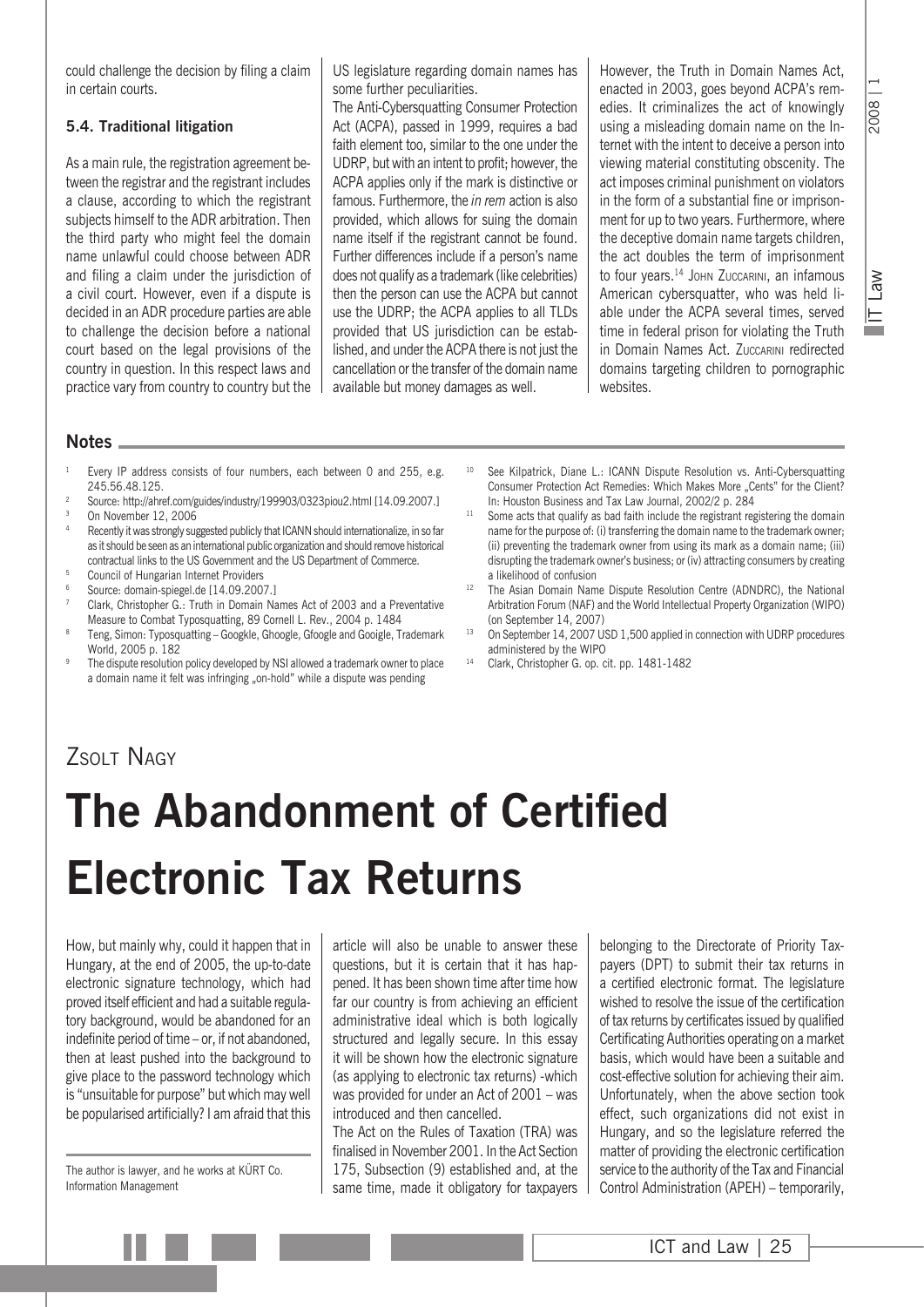could challenge the decision by filing a claim in certain courts.

### 5.4. Traditional litigation

As a main rule, the registration agreement between the registrar and the registrant includes a clause, according to which the registrant subjects himself to the ADR arbitration. Then the third party who might feel the domain name unlawful could choose between ADR and filing a claim under the jurisdiction of a civil court. However, even if a dispute is decided in an ADR procedure parties are able to challenge the decision before a national court based on the legal provisions of the country in question. In this respect laws and practice vary from country to country but the US legislature regarding domain names has some further peculiarities.

The Anti-Cybersquatting Consumer Protection Act (ACPA), passed in 1999, requires a bad faith element too, similar to the one under the UDRP, but with an intent to profit; however, the ACPA applies only if the mark is distinctive or famous. Furthermore, the *in rem* action is also provided, which allows for suing the domain name itself if the registrant cannot be found. Further differences include if a person's name does not qualify as a trademark (like celebrities) then the person can use the ACPA but cannot use the UDRP; the ACPA applies to all TLDs provided that US jurisdiction can be established, and under the ACPA there is not just the cancellation or the transfer of the domain name available but money damages as well.

However, the Truth in Domain Names Act, enacted in 2003, goes beyond ACPA's remedies. It criminalizes the act of knowingly using a misleading domain name on the Internet with the intent to deceive a person into viewing material constituting obscenity. The act imposes criminal punishment on violators in the form of a substantial fine or imprisonment for up to two years. Furthermore, where the deceptive domain name targets children, the act doubles the term of imprisonment to four years.[14] John Zuccarini, an infamous American cybersquatter, who was held liable under the ACPA several times, served time in federal prison for violating the Truth in Domain Names Act. Zuccarini redirected domains targeting children to pornographic websites.

## Notes

1. Every IP address consists of four numbers, each between 0 and 255, e.g. 245.56.48.125.
2. Source: http://ahref.com/guides/industry/199903/0323piou2.html [14.09.2007.]
3. On November 12, 2006
4. Recently it was strongly suggested publicly that ICANN should internationalize, in so far as it should be seen as an international public organization and should remove historical contractual links to the US Government and the US Department of Commerce.
5. Council of Hungarian Internet Providers
6. Source: domain-spiegel.de [14.09.2007.]
7. Clark, Christopher G.: Truth in Domain Names Act of 2003 and a Preventative Measure to Combat Typosquatting, 89 Cornell L. Rev., 2004 p. 1484
8. Teng, Simon: Typosquatting – Googkle, Ghoogle, Gfoogle and Googile, Trademark World, 2005 p. 182
9. The dispute resolution policy developed by NSI allowed a trademark owner to place a domain name it felt was infringing „on-hold" while a dispute was pending
10. See Kilpatrick, Diane L.: ICANN Dispute Resolution vs. Anti-Cybersquatting Consumer Protection Act Remedies: Which Makes More „Cents" for the Client? In: Houston Business and Tax Law Journal, 2002/2 p. 284
11. Some acts that qualify as bad faith include the registrant registering the domain name for the purpose of: (i) transferring the domain name to the trademark owner; (ii) preventing the trademark owner from using its mark as a domain name; (iii) disrupting the trademark owner's business; or (iv) attracting consumers by creating a likelihood of confusion
12. The Asian Domain Name Dispute Resolution Centre (ADNDRC), the National Arbitration Forum (NAF) and the World Intellectual Property Organization (WIPO) (on September 14, 2007)
13. On September 14, 2007 USD 1,500 applied in connection with UDRP procedures administered by the WIPO
14. Clark, Christopher G. op. cit. pp. 1481-1482

Zsolt Nagy

# The Abandonment of Certified Electronic Tax Returns

How, but mainly why, could it happen that in Hungary, at the end of 2005, the up-to-date electronic signature technology, which had proved itself efficient and had a suitable regulatory background, would be abandoned for an indefinite period of time – or, if not abandoned, then at least pushed into the background to give place to the password technology which is "unsuitable for purpose" but which may well be popularised artificially? I am afraid that this article will also be unable to answer these questions, but it is certain that it has happened. It has been shown time after time how far our country is from achieving an efficient administrative ideal which is both logically structured and legally secure. In this essay it will be shown how the electronic signature (as applying to electronic tax returns) -which was provided for under an Act of 2001 – was introduced and then cancelled.

The Act on the Rules of Taxation (TRA) was finalised in November 2001. In the Act Section 175, Subsection (9) established and, at the same time, made it obligatory for taxpayers belonging to the Directorate of Priority Taxpayers (DPT) to submit their tax returns in a certified electronic format. The legislature wished to resolve the issue of the certification of tax returns by certificates issued by qualified Certificating Authorities operating on a market basis, which would have been a suitable and cost-effective solution for achieving their aim. Unfortunately, when the above section took effect, such organizations did not exist in Hungary, and so the legislature referred the matter of providing the electronic certification service to the authority of the Tax and Financial Control Administration (APEH) – temporarily,

The author is lawyer, and he works at KÜRT Co. Information Management